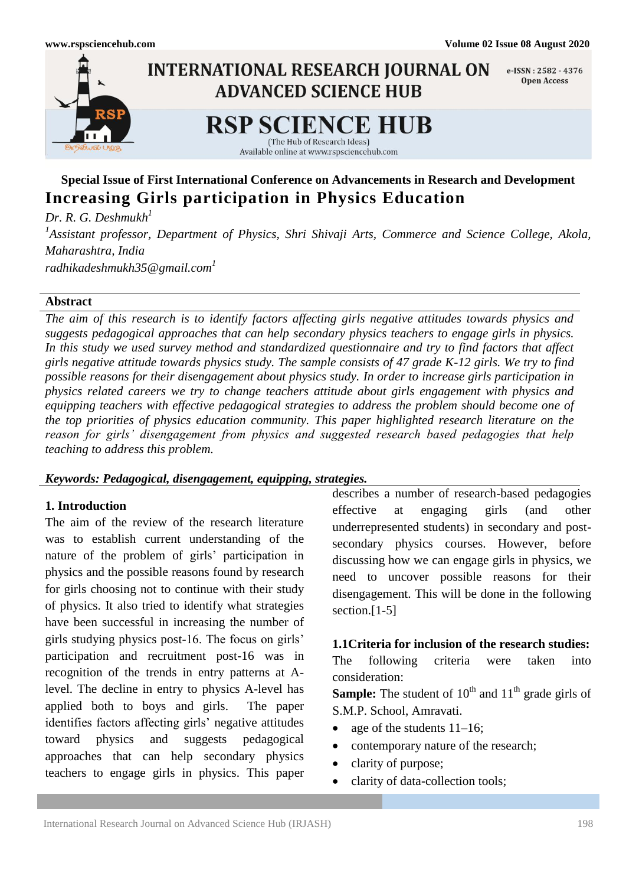**Special Issue of First International Conference on Advancements in Research and Development**

# Increasing Girls participation in Physics Education

*Dr. R. G. Deshmukh*[1]

*[1]Assistant professor, Department of Physics, Shri Shivaji Arts, Commerce and Science College, Akola, Maharashtra, India*

*radhikadeshmukh35@gmail.com*[1]

## Abstract

*The aim of this research is to identify factors affecting girls negative attitudes towards physics and suggests pedagogical approaches that can help secondary physics teachers to engage girls in physics. In this study we used survey method and standardized questionnaire and try to find factors that affect girls negative attitude towards physics study. The sample consists of 47 grade K-12 girls. We try to find possible reasons for their disengagement about physics study. In order to increase girls participation in physics related careers we try to change teachers attitude about girls engagement with physics and equipping teachers with effective pedagogical strategies to address the problem should become one of the top priorities of physics education community. This paper highlighted research literature on the reason for girls' disengagement from physics and suggested research based pedagogies that help teaching to address this problem.*

***Keywords: Pedagogical, disengagement, equipping, strategies.***

## 1. Introduction

The aim of the review of the research literature was to establish current understanding of the nature of the problem of girls' participation in physics and the possible reasons found by research for girls choosing not to continue with their study of physics. It also tried to identify what strategies have been successful in increasing the number of girls studying physics post-16. The focus on girls' participation and recruitment post-16 was in recognition of the trends in entry patterns at A-level. The decline in entry to physics A-level has applied both to boys and girls. The paper identifies factors affecting girls' negative attitudes toward physics and suggests pedagogical approaches that can help secondary physics teachers to engage girls in physics. This paper describes a number of research-based pedagogies effective at engaging girls (and other underrepresented students) in secondary and post-secondary physics courses. However, before discussing how we can engage girls in physics, we need to uncover possible reasons for their disengagement. This will be done in the following section.[1-5]

### 1.1Criteria for inclusion of the research studies:

The following criteria were taken into consideration:

**Sample:** The student of 10th and 11th grade girls of S.M.P. School, Amravati.

- age of the students 11–16;
- contemporary nature of the research;
- clarity of purpose;
- clarity of data-collection tools;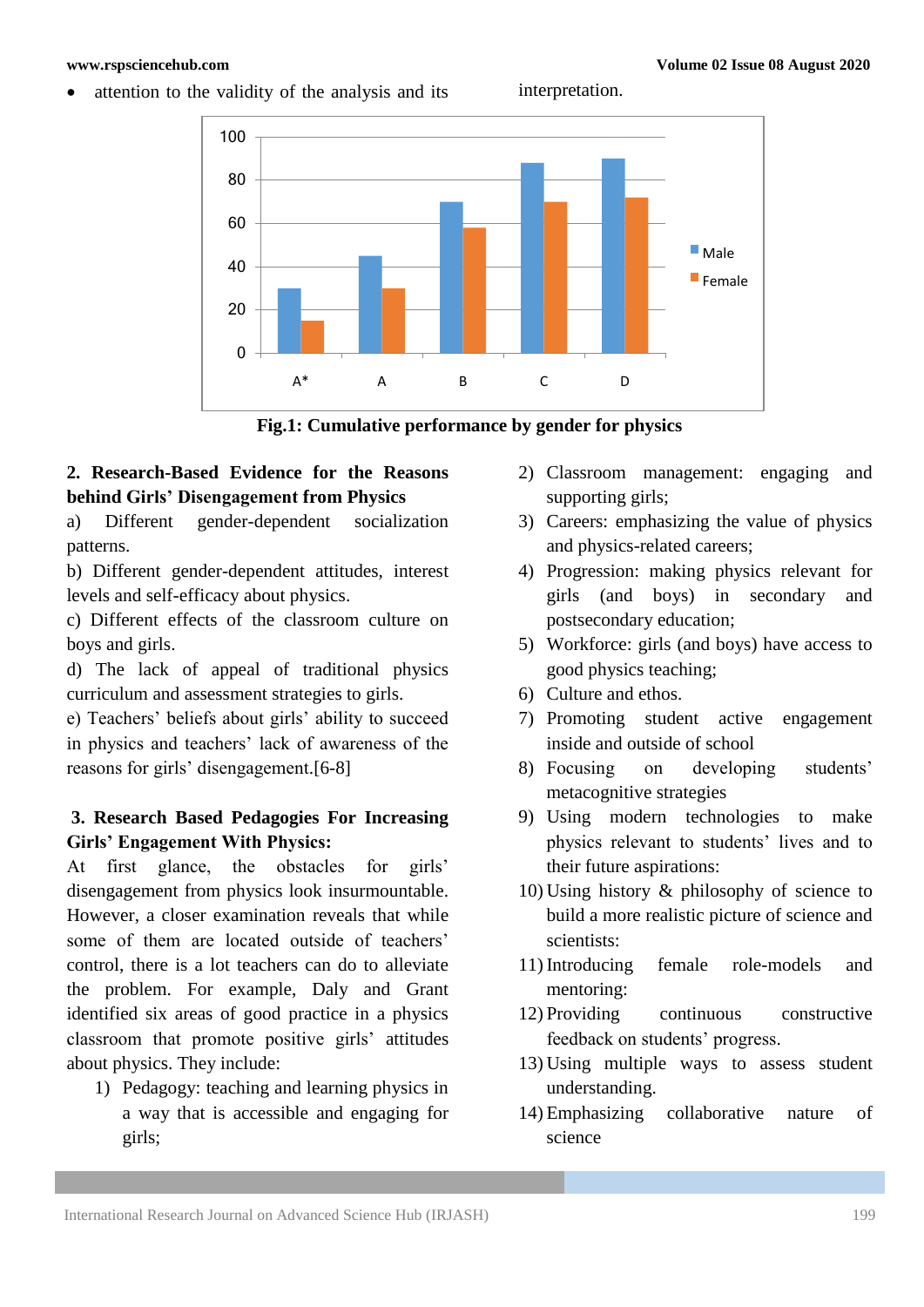- attention to the validity of the analysis and its interpretation.

Fig.1: Cumulative performance by gender for physics

## 2. Research-Based Evidence for the Reasons behind Girls' Disengagement from Physics

a) Different gender-dependent socialization patterns.

b) Different gender-dependent attitudes, interest levels and self-efficacy about physics.

c) Different effects of the classroom culture on boys and girls.

d) The lack of appeal of traditional physics curriculum and assessment strategies to girls.

e) Teachers' beliefs about girls' ability to succeed in physics and teachers' lack of awareness of the reasons for girls' disengagement.[6-8]

## 3. Research Based Pedagogies For Increasing Girls' Engagement With Physics:

At first glance, the obstacles for girls' disengagement from physics look insurmountable. However, a closer examination reveals that while some of them are located outside of teachers' control, there is a lot teachers can do to alleviate the problem. For example, Daly and Grant identified six areas of good practice in a physics classroom that promote positive girls' attitudes about physics. They include:

1) Pedagogy: teaching and learning physics in a way that is accessible and engaging for girls;
2) Classroom management: engaging and supporting girls;
3) Careers: emphasizing the value of physics and physics-related careers;
4) Progression: making physics relevant for girls (and boys) in secondary and postsecondary education;
5) Workforce: girls (and boys) have access to good physics teaching;
6) Culture and ethos.
7) Promoting student active engagement inside and outside of school
8) Focusing on developing students' metacognitive strategies
9) Using modern technologies to make physics relevant to students' lives and to their future aspirations:
10) Using history & philosophy of science to build a more realistic picture of science and scientists:
11) Introducing female role-models and mentoring:
12) Providing continuous constructive feedback on students' progress.
13) Using multiple ways to assess student understanding.
14) Emphasizing collaborative nature of science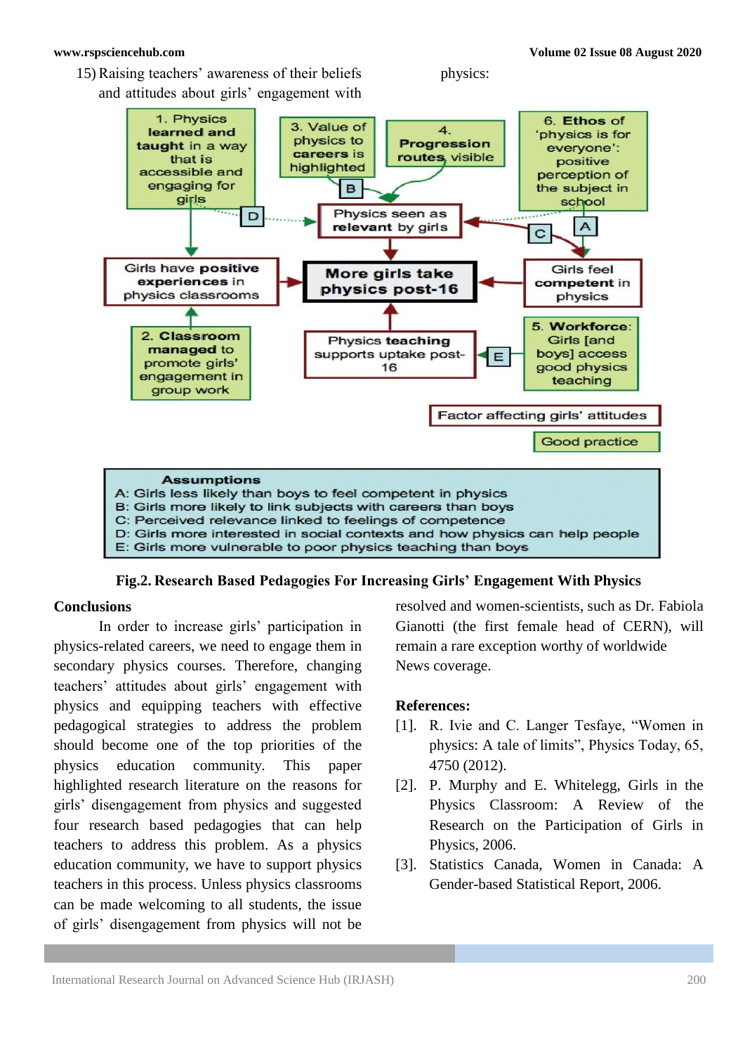15) Raising teachers' awareness of their beliefs and attitudes about girls' engagement with physics:

1. Physics learned and taught in a way that is accessible and engaging for girls

3. Value of physics to careers is highlighted

4. Progression routes visible

6. Ethos of 'physics is for everyone': positive perception of the subject in school

Physics seen as relevant by girls

Girls have positive experiences in physics classrooms

More girls take physics post-16

Girls feel competent in physics

2. Classroom managed to promote girls' engagement in group work

Physics teaching supports uptake post-16

5. Workforce: Girls [and boys] access good physics teaching

Factor affecting girls' attitudes

Good practice

**Assumptions**
A: Girls less likely than boys to feel competent in physics
B: Girls more likely to link subjects with careers than boys
C: Perceived relevance linked to feelings of competence
D: Girls more interested in social contexts and how physics can help people
E: Girls more vulnerable to poor physics teaching than boys

**Fig.2. Research Based Pedagogies For Increasing Girls' Engagement With Physics**

## Conclusions

In order to increase girls' participation in physics-related careers, we need to engage them in secondary physics courses. Therefore, changing teachers' attitudes about girls' engagement with physics and equipping teachers with effective pedagogical strategies to address the problem should become one of the top priorities of the physics education community. This paper highlighted research literature on the reasons for girls' disengagement from physics and suggested four research based pedagogies that can help teachers to address this problem. As a physics education community, we have to support physics teachers in this process. Unless physics classrooms can be made welcoming to all students, the issue of girls' disengagement from physics will not be resolved and women-scientists, such as Dr. Fabiola Gianotti (the first female head of CERN), will remain a rare exception worthy of worldwide News coverage.

## References:

[1]. R. Ivie and C. Langer Tesfaye, "Women in physics: A tale of limits", Physics Today, 65, 4750 (2012).

[2]. P. Murphy and E. Whitelegg, Girls in the Physics Classroom: A Review of the Research on the Participation of Girls in Physics, 2006.

[3]. Statistics Canada, Women in Canada: A Gender-based Statistical Report, 2006.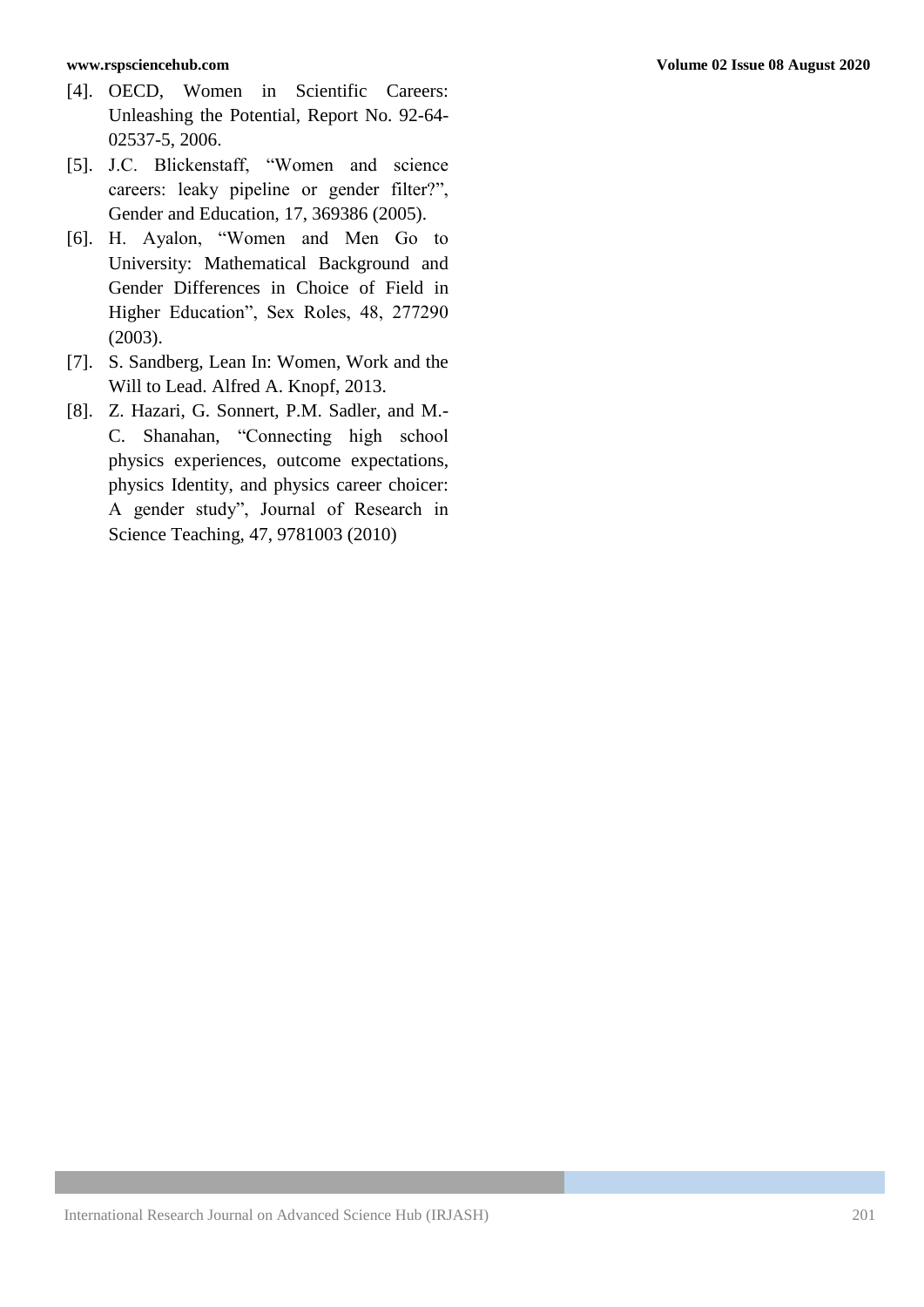[4]. OECD, Women in Scientific Careers: Unleashing the Potential, Report No. 92-64-02537-5, 2006.

[5]. J.C. Blickenstaff, "Women and science careers: leaky pipeline or gender filter?", Gender and Education, 17, 369386 (2005).

[6]. H. Ayalon, "Women and Men Go to University: Mathematical Background and Gender Differences in Choice of Field in Higher Education", Sex Roles, 48, 277290 (2003).

[7]. S. Sandberg, Lean In: Women, Work and the Will to Lead. Alfred A. Knopf, 2013.

[8]. Z. Hazari, G. Sonnert, P.M. Sadler, and M.-C. Shanahan, "Connecting high school physics experiences, outcome expectations, physics Identity, and physics career choicer: A gender study", Journal of Research in Science Teaching, 47, 9781003 (2010)